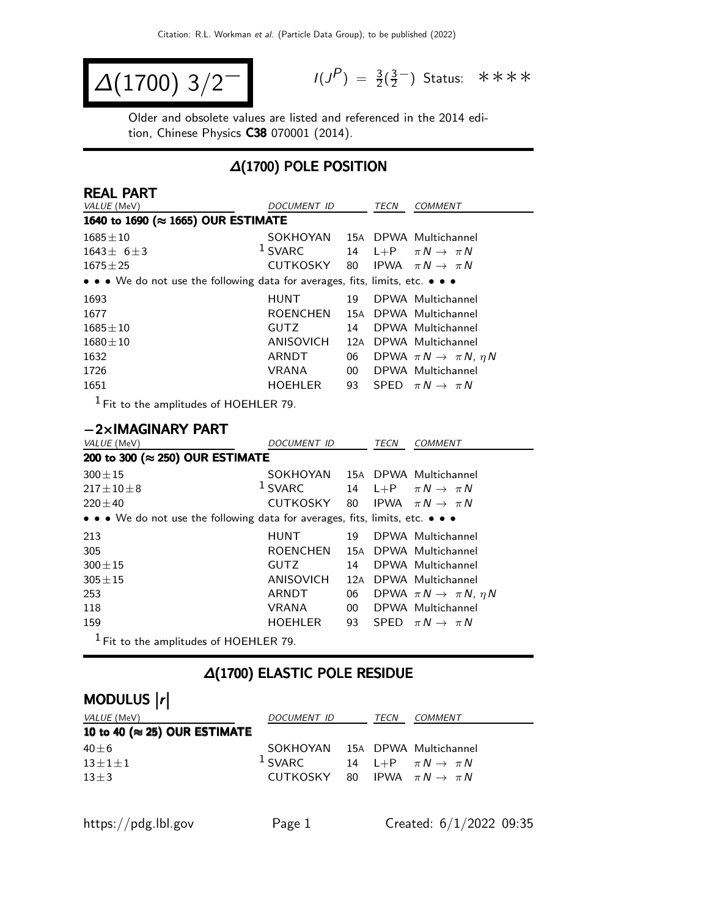# $\Delta(1700)$ $3/2^-$

$I(J^P) = \frac{3}{2}(\frac{3}{2}^-)$ Status: ∗∗∗∗

Older and obsolete values are listed and referenced in the 2014 edition, Chinese Physics **C38** 070001 (2014).

## $\Delta$(1700) POLE POSITION

### REAL PART

| VALUE (MeV) | DOCUMENT ID | | TECN | COMMENT |
|---|---|---|---|---|
| **1640 to 1690 (≈ 1665) OUR ESTIMATE** | | | | |
| $1685 \pm 10$ | SOKHOYAN | 15A | DPWA | Multichannel |
| $1643 \pm 6 \pm 3$ | [1] SVARC | 14 | L+P | $\pi N \to \pi N$ |
| $1675 \pm 25$ | CUTKOSKY | 80 | IPWA | $\pi N \to \pi N$ |
| • • • We do not use the following data for averages, fits, limits, etc. • • • | | | | |
| 1693 | HUNT | 19 | DPWA | Multichannel |
| 1677 | ROENCHEN | 15A | DPWA | Multichannel |
| $1685 \pm 10$ | GUTZ | 14 | DPWA | Multichannel |
| $1680 \pm 10$ | ANISOVICH | 12A | DPWA | Multichannel |
| 1632 | ARNDT | 06 | DPWA | $\pi N \to \pi N$, $\eta N$ |
| 1726 | VRANA | 00 | DPWA | Multichannel |
| 1651 | HOEHLER | 93 | SPED | $\pi N \to \pi N$ |

[1] Fit to the amplitudes of HOEHLER 79.

### −2×IMAGINARY PART

| VALUE (MeV) | DOCUMENT ID | | TECN | COMMENT |
|---|---|---|---|---|
| **200 to 300 (≈ 250) OUR ESTIMATE** | | | | |
| $300 \pm 15$ | SOKHOYAN | 15A | DPWA | Multichannel |
| $217 \pm 10 \pm 8$ | [1] SVARC | 14 | L+P | $\pi N \to \pi N$ |
| $220 \pm 40$ | CUTKOSKY | 80 | IPWA | $\pi N \to \pi N$ |
| • • • We do not use the following data for averages, fits, limits, etc. • • • | | | | |
| 213 | HUNT | 19 | DPWA | Multichannel |
| 305 | ROENCHEN | 15A | DPWA | Multichannel |
| $300 \pm 15$ | GUTZ | 14 | DPWA | Multichannel |
| $305 \pm 15$ | ANISOVICH | 12A | DPWA | Multichannel |
| 253 | ARNDT | 06 | DPWA | $\pi N \to \pi N$, $\eta N$ |
| 118 | VRANA | 00 | DPWA | Multichannel |
| 159 | HOEHLER | 93 | SPED | $\pi N \to \pi N$ |

[1] Fit to the amplitudes of HOEHLER 79.

## $\Delta$(1700) ELASTIC POLE RESIDUE

### MODULUS $|r|$

| VALUE (MeV) | DOCUMENT ID | | TECN | COMMENT |
|---|---|---|---|---|
| **10 to 40 (≈ 25) OUR ESTIMATE** | | | | |
| $40 \pm 6$ | SOKHOYAN | 15A | DPWA | Multichannel |
| $13 \pm 1 \pm 1$ | [1] SVARC | 14 | L+P | $\pi N \to \pi N$ |
| $13 \pm 3$ | CUTKOSKY | 80 | IPWA | $\pi N \to \pi N$ |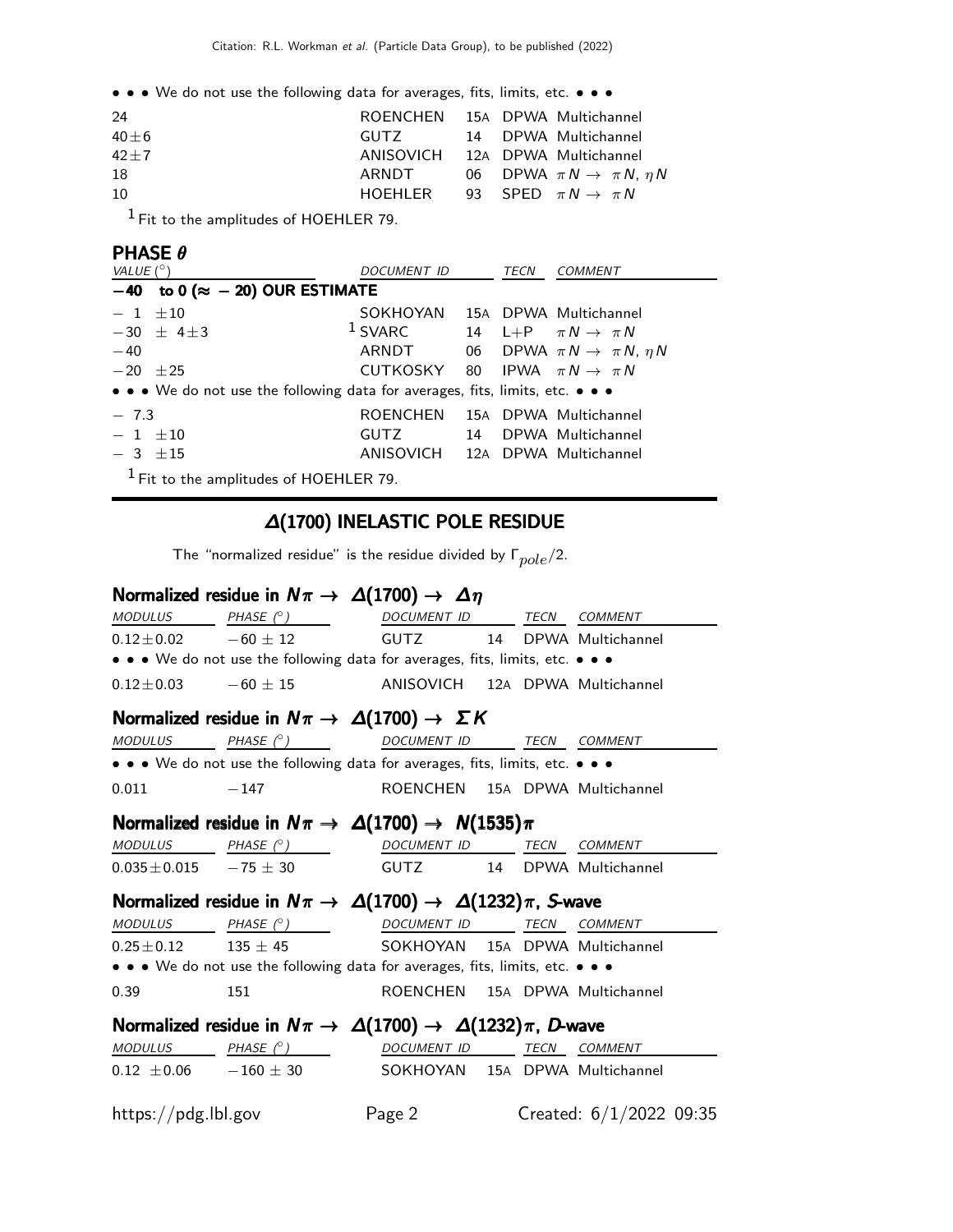• • • We do not use the following data for averages, fits, limits, etc. • • •

| | | | | |
|---|---|---|---|---|
| 24 | ROENCHEN | 15A | DPWA | Multichannel |
| 40±6 | GUTZ | 14 | DPWA | Multichannel |
| 42±7 | ANISOVICH | 12A | DPWA | Multichannel |
| 18 | ARNDT | 06 | DPWA | $\pi N \to \pi N$, $\eta N$ |
| 10 | HOEHLER | 93 | SPED | $\pi N \to \pi N$ |

[1] Fit to the amplitudes of HOEHLER 79.

### PHASE $\theta$

| VALUE (°) | DOCUMENT ID | | TECN | COMMENT |
|---|---|---|---|---|
| **−40 to 0 (≈ −20) OUR ESTIMATE** | | | | |
| − 1 ±10 | SOKHOYAN | 15A | DPWA | Multichannel |
| −30 ± 4±3 | [1] SVARC | 14 | L+P | $\pi N \to \pi N$ |
| −40 | ARNDT | 06 | DPWA | $\pi N \to \pi N$, $\eta N$ |
| −20 ±25 | CUTKOSKY | 80 | IPWA | $\pi N \to \pi N$ |
| • • • We do not use the following data for averages, fits, limits, etc. • • • | | | | |
| − 7.3 | ROENCHEN | 15A | DPWA | Multichannel |
| − 1 ±10 | GUTZ | 14 | DPWA | Multichannel |
| − 3 ±15 | ANISOVICH | 12A | DPWA | Multichannel |

[1] Fit to the amplitudes of HOEHLER 79.

## $\Delta$(1700) INELASTIC POLE RESIDUE

The "normalized residue" is the residue divided by $\Gamma_{pole}/2$.

### Normalized residue in $N\pi \to \Delta(1700) \to \Delta\eta$

| MODULUS | PHASE (°) | DOCUMENT ID | | TECN | COMMENT |
|---|---|---|---|---|---|
| 0.12±0.02 | −60 ± 12 | GUTZ | 14 | DPWA | Multichannel |
| • • • We do not use the following data for averages, fits, limits, etc. • • • | | | | | |
| 0.12±0.03 | −60 ± 15 | ANISOVICH | 12A | DPWA | Multichannel |

### Normalized residue in $N\pi \to \Delta(1700) \to \Sigma K$

| MODULUS | PHASE (°) | DOCUMENT ID | | TECN | COMMENT |
|---|---|---|---|---|---|
| • • • We do not use the following data for averages, fits, limits, etc. • • • | | | | | |
| 0.011 | −147 | ROENCHEN | 15A | DPWA | Multichannel |

### Normalized residue in $N\pi \to \Delta(1700) \to N(1535)\pi$

| MODULUS | PHASE (°) | DOCUMENT ID | | TECN | COMMENT |
|---|---|---|---|---|---|
| 0.035±0.015 | −75 ± 30 | GUTZ | 14 | DPWA | Multichannel |

### Normalized residue in $N\pi \to \Delta(1700) \to \Delta(1232)\pi$, *S*-wave

| MODULUS | PHASE (°) | DOCUMENT ID | | TECN | COMMENT |
|---|---|---|---|---|---|
| 0.25±0.12 | 135 ± 45 | SOKHOYAN | 15A | DPWA | Multichannel |
| • • • We do not use the following data for averages, fits, limits, etc. • • • | | | | | |
| 0.39 | 151 | ROENCHEN | 15A | DPWA | Multichannel |

### Normalized residue in $N\pi \to \Delta(1700) \to \Delta(1232)\pi$, *D*-wave

| MODULUS | PHASE (°) | DOCUMENT ID | | TECN | COMMENT |
|---|---|---|---|---|---|
| 0.12 ±0.06 | −160 ± 30 | SOKHOYAN | 15A | DPWA | Multichannel |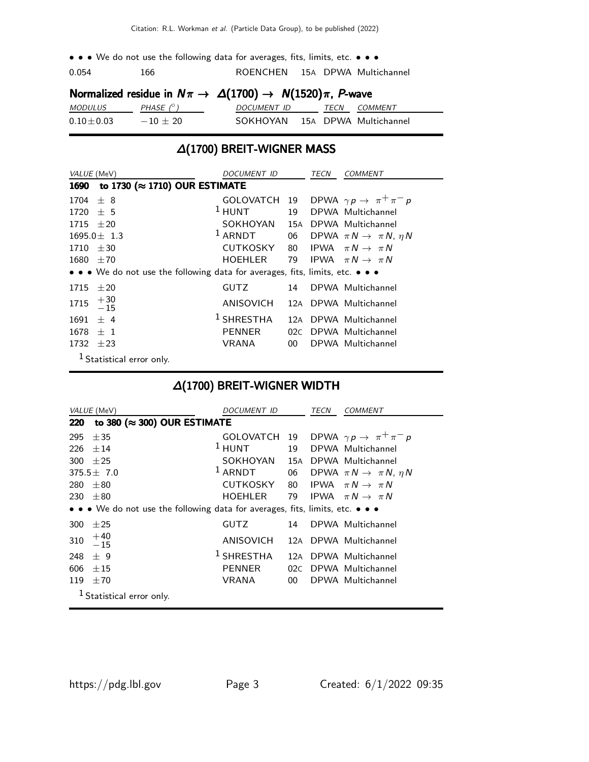• • • We do not use the following data for averages, fits, limits, etc. • • •

| | | | | |
|---|---|---|---|---|
| 0.054 | 166 | ROENCHEN | 15A | DPWA Multichannel |

### Normalized residue in $N\pi \rightarrow \Delta(1700) \rightarrow N(1520)\pi$, P-wave

| MODULUS | PHASE (°) | DOCUMENT ID | TECN | COMMENT |
|---|---|---|---|---|
| 0.10±0.03 | −10 ± 20 | SOKHOYAN | 15A | DPWA Multichannel |

## Δ(1700) BREIT-WIGNER MASS

| VALUE (MeV) | DOCUMENT ID | | TECN | COMMENT |
|---|---|---|---|---|
| **1690 to 1730 (≈ 1710) OUR ESTIMATE** | | | | |
| 1704 ± 8 | GOLOVATCH | 19 | DPWA | $\gamma p \rightarrow \pi^+ \pi^- p$ |
| 1720 ± 5 | [1] HUNT | 19 | DPWA | Multichannel |
| 1715 ±20 | SOKHOYAN | 15A | DPWA | Multichannel |
| 1695.0± 1.3 | [1] ARNDT | 06 | DPWA | $\pi N \rightarrow \pi N, \eta N$ |
| 1710 ±30 | CUTKOSKY | 80 | IPWA | $\pi N \rightarrow \pi N$ |
| 1680 ±70 | HOEHLER | 79 | IPWA | $\pi N \rightarrow \pi N$ |
| • • • We do not use the following data for averages, fits, limits, etc. • • • | | | | |
| 1715 ±20 | GUTZ | 14 | DPWA | Multichannel |
| 1715 $^{+30}_{-15}$ | ANISOVICH | 12A | DPWA | Multichannel |
| 1691 ± 4 | [1] SHRESTHA | 12A | DPWA | Multichannel |
| 1678 ± 1 | PENNER | 02C | DPWA | Multichannel |
| 1732 ±23 | VRANA | 00 | DPWA | Multichannel |

[1] Statistical error only.

## Δ(1700) BREIT-WIGNER WIDTH

| VALUE (MeV) | DOCUMENT ID | | TECN | COMMENT |
|---|---|---|---|---|
| **220 to 380 (≈ 300) OUR ESTIMATE** | | | | |
| 295 ±35 | GOLOVATCH | 19 | DPWA | $\gamma p \rightarrow \pi^+ \pi^- p$ |
| 226 ±14 | [1] HUNT | 19 | DPWA | Multichannel |
| 300 ±25 | SOKHOYAN | 15A | DPWA | Multichannel |
| 375.5± 7.0 | [1] ARNDT | 06 | DPWA | $\pi N \rightarrow \pi N, \eta N$ |
| 280 ±80 | CUTKOSKY | 80 | IPWA | $\pi N \rightarrow \pi N$ |
| 230 ±80 | HOEHLER | 79 | IPWA | $\pi N \rightarrow \pi N$ |
| • • • We do not use the following data for averages, fits, limits, etc. • • • | | | | |
| 300 ±25 | GUTZ | 14 | DPWA | Multichannel |
| 310 $^{+40}_{-15}$ | ANISOVICH | 12A | DPWA | Multichannel |
| 248 ± 9 | [1] SHRESTHA | 12A | DPWA | Multichannel |
| 606 ±15 | PENNER | 02C | DPWA | Multichannel |
| 119 ±70 | VRANA | 00 | DPWA | Multichannel |

[1] Statistical error only.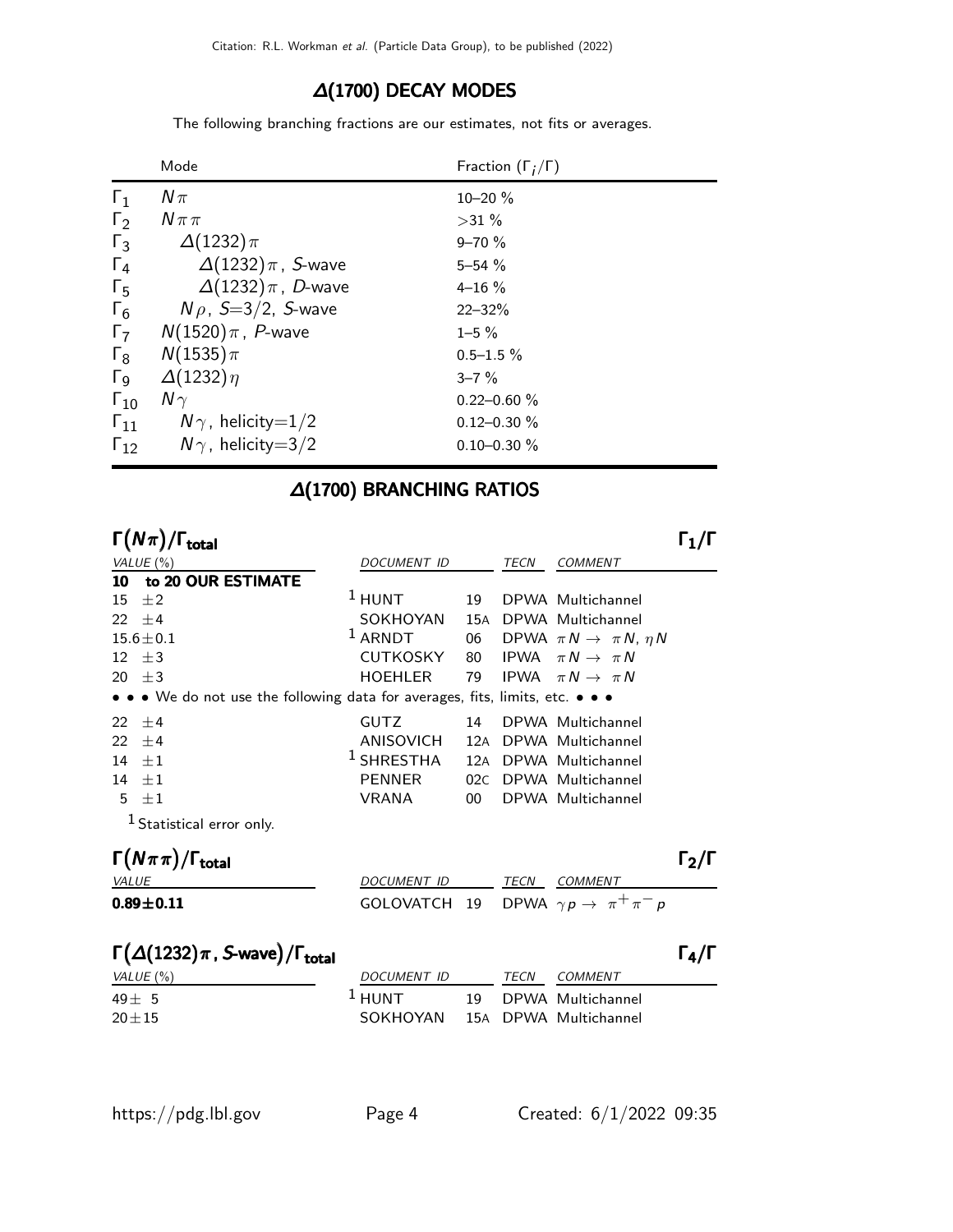## Δ(1700) DECAY MODES

The following branching fractions are our estimates, not fits or averages.

| | Mode | Fraction ($\Gamma_i/\Gamma$) |
|---|---|---|
| $\Gamma_1$ | $N\pi$ | 10–20 % |
| $\Gamma_2$ | $N\pi\pi$ | >31 % |
| $\Gamma_3$ | $\Delta(1232)\pi$ | 9–70 % |
| $\Gamma_4$ | $\Delta(1232)\pi$, S-wave | 5–54 % |
| $\Gamma_5$ | $\Delta(1232)\pi$, D-wave | 4–16 % |
| $\Gamma_6$ | $N\rho$, S=3/2, S-wave | 22–32% |
| $\Gamma_7$ | $N(1520)\pi$, P-wave | 1–5 % |
| $\Gamma_8$ | $N(1535)\pi$ | 0.5–1.5 % |
| $\Gamma_9$ | $\Delta(1232)\eta$ | 3–7 % |
| $\Gamma_{10}$ | $N\gamma$ | 0.22–0.60 % |
| $\Gamma_{11}$ | $N\gamma$, helicity=1/2 | 0.12–0.30 % |
| $\Gamma_{12}$ | $N\gamma$, helicity=3/2 | 0.10–0.30 % |

## Δ(1700) BRANCHING RATIOS

### $\Gamma(N\pi)/\Gamma_{\text{total}}$ — $\Gamma_1/\Gamma$

| VALUE (%) | DOCUMENT ID | | TECN | COMMENT |
|---|---|---|---|---|
| **10 to 20 OUR ESTIMATE** | | | | |
| 15 ±2 | [1] HUNT | 19 | DPWA | Multichannel |
| 22 ±4 | SOKHOYAN | 15A | DPWA | Multichannel |
| 15.6±0.1 | [1] ARNDT | 06 | DPWA | $\pi N \rightarrow \pi N$, $\eta N$ |
| 12 ±3 | CUTKOSKY | 80 | IPWA | $\pi N \rightarrow \pi N$ |
| 20 ±3 | HOEHLER | 79 | IPWA | $\pi N \rightarrow \pi N$ |
| • • • We do not use the following data for averages, fits, limits, etc. • • • | | | | |
| 22 ±4 | GUTZ | 14 | DPWA | Multichannel |
| 22 ±4 | ANISOVICH | 12A | DPWA | Multichannel |
| 14 ±1 | [1] SHRESTHA | 12A | DPWA | Multichannel |
| 14 ±1 | PENNER | 02C | DPWA | Multichannel |
| 5 ±1 | VRANA | 00 | DPWA | Multichannel |

[1] Statistical error only.

### $\Gamma(N\pi\pi)/\Gamma_{\text{total}}$ — $\Gamma_2/\Gamma$

| VALUE | DOCUMENT ID | | TECN | COMMENT |
|---|---|---|---|---|
| **0.89±0.11** | GOLOVATCH | 19 | DPWA | $\gamma p \rightarrow \pi^+\pi^- p$ |

### $\Gamma(\Delta(1232)\pi$, S-wave$)/\Gamma_{\text{total}}$ — $\Gamma_4/\Gamma$

| VALUE (%) | DOCUMENT ID | | TECN | COMMENT |
|---|---|---|---|---|
| 49± 5 | [1] HUNT | 19 | DPWA | Multichannel |
| 20±15 | SOKHOYAN | 15A | DPWA | Multichannel |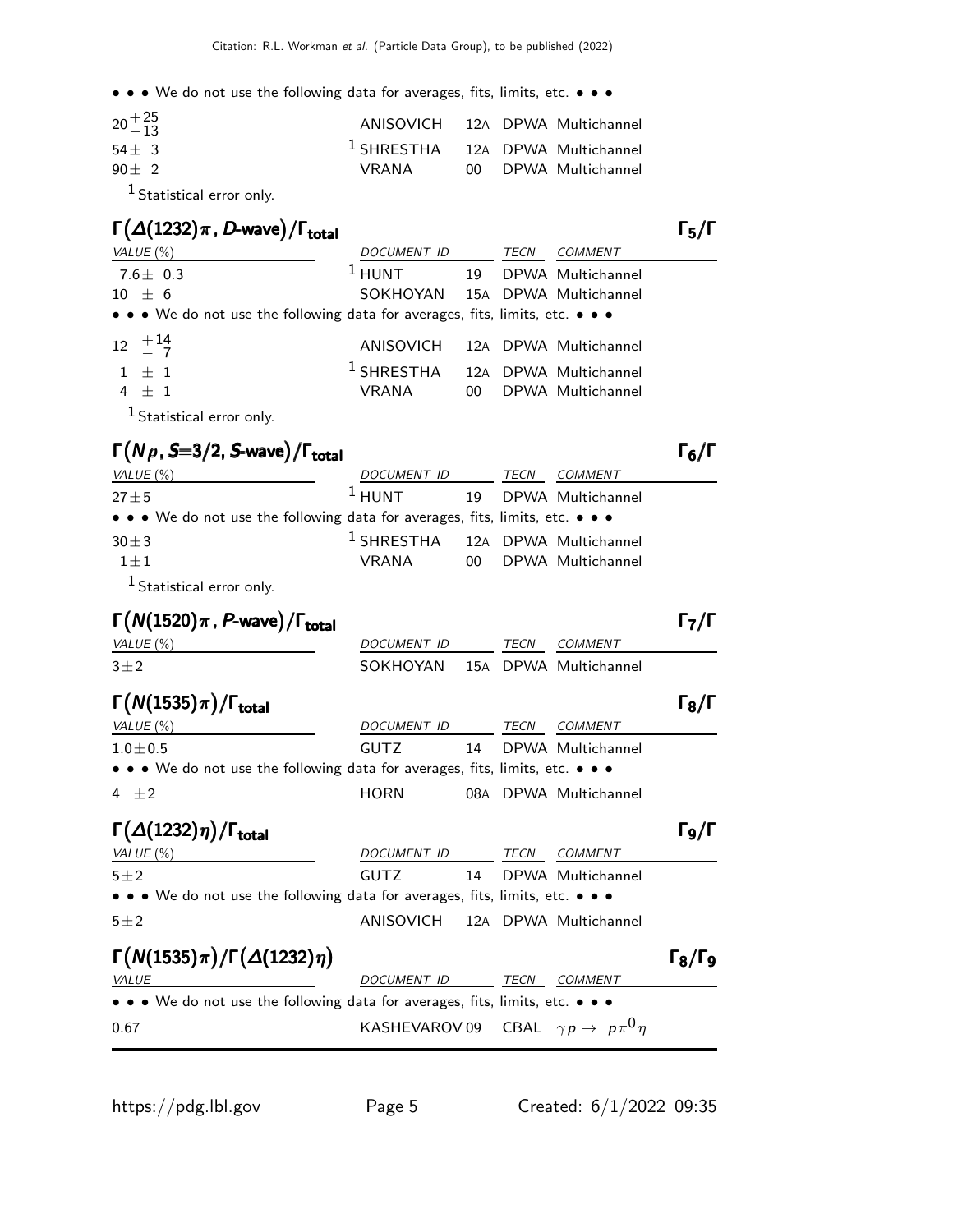• • • We do not use the following data for averages, fits, limits, etc. • • •

| | | | | |
|---|---|---|---|---|
| $20^{+25}_{-13}$ | ANISOVICH | 12A | DPWA | Multichannel |
| $54\pm 3$ | [1] SHRESTHA | 12A | DPWA | Multichannel |
| $90\pm 2$ | VRANA | 00 | DPWA | Multichannel |

[1] Statistical error only.

## $\Gamma(\Delta(1232)\pi$, *D*-wave$)/\Gamma_{total}$ $\quad\Gamma_5/\Gamma$

| VALUE (%) | DOCUMENT ID | | TECN | COMMENT |
|---|---|---|---|---|
| $7.6\pm 0.3$ | [1] HUNT | 19 | DPWA | Multichannel |
| $10\ \pm 6$ | SOKHOYAN | 15A | DPWA | Multichannel |
| • • • We do not use the following data for averages, fits, limits, etc. • • • | | | | |
| $12\ ^{+14}_{-\ 7}$ | ANISOVICH | 12A | DPWA | Multichannel |
| $1\ \pm 1$ | [1] SHRESTHA | 12A | DPWA | Multichannel |
| $4\ \pm 1$ | VRANA | 00 | DPWA | Multichannel |

[1] Statistical error only.

## $\Gamma(N\rho$, $S$=3/2, *S*-wave$)/\Gamma_{total}$ $\quad\Gamma_6/\Gamma$

| VALUE (%) | DOCUMENT ID | | TECN | COMMENT |
|---|---|---|---|---|
| $27\pm 5$ | [1] HUNT | 19 | DPWA | Multichannel |
| • • • We do not use the following data for averages, fits, limits, etc. • • • | | | | |
| $30\pm 3$ | [1] SHRESTHA | 12A | DPWA | Multichannel |
| $1\pm 1$ | VRANA | 00 | DPWA | Multichannel |

[1] Statistical error only.

## $\Gamma(N(1520)\pi$, *P*-wave$)/\Gamma_{total}$ $\quad\Gamma_7/\Gamma$

| VALUE (%) | DOCUMENT ID | | TECN | COMMENT |
|---|---|---|---|---|
| $3\pm 2$ | SOKHOYAN | 15A | DPWA | Multichannel |

## $\Gamma(N(1535)\pi)/\Gamma_{total}$ $\quad\Gamma_8/\Gamma$

| VALUE (%) | DOCUMENT ID | | TECN | COMMENT |
|---|---|---|---|---|
| $1.0\pm 0.5$ | GUTZ | 14 | DPWA | Multichannel |
| • • • We do not use the following data for averages, fits, limits, etc. • • • | | | | |
| $4\ \pm 2$ | HORN | 08A | DPWA | Multichannel |

## $\Gamma(\Delta(1232)\eta)/\Gamma_{total}$ $\quad\Gamma_9/\Gamma$

| VALUE (%) | DOCUMENT ID | | TECN | COMMENT |
|---|---|---|---|---|
| $5\pm 2$ | GUTZ | 14 | DPWA | Multichannel |
| • • • We do not use the following data for averages, fits, limits, etc. • • • | | | | |
| $5\pm 2$ | ANISOVICH | 12A | DPWA | Multichannel |

## $\Gamma(N(1535)\pi)/\Gamma(\Delta(1232)\eta)$ $\quad\Gamma_8/\Gamma_9$

| VALUE | DOCUMENT ID | | TECN | COMMENT |
|---|---|---|---|---|
| • • • We do not use the following data for averages, fits, limits, etc. • • • | | | | |
| 0.67 | KASHEVAROV | 09 | CBAL | $\gamma p \to p\pi^0\eta$ |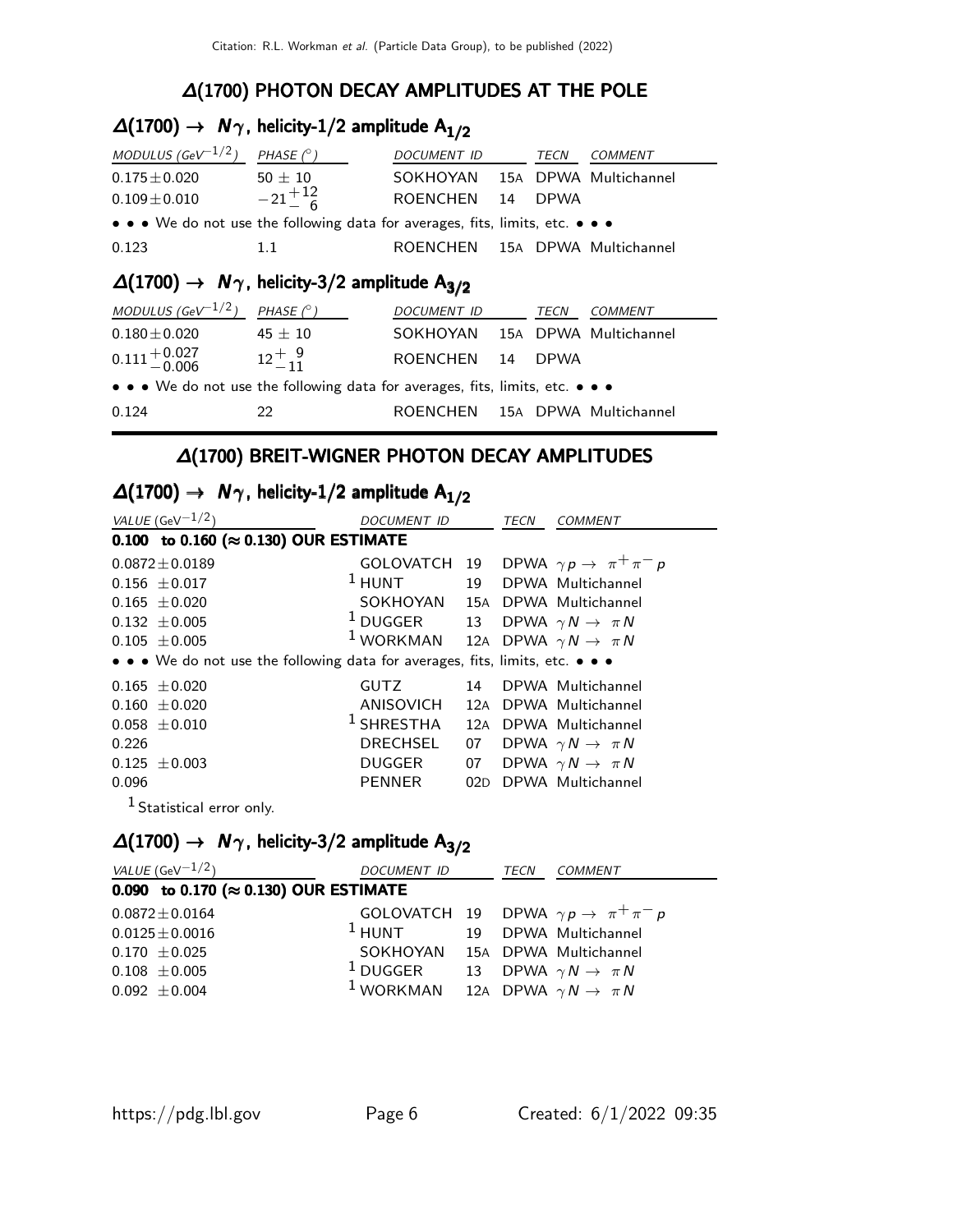## Δ(1700) PHOTON DECAY AMPLITUDES AT THE POLE

### Δ(1700) → $N\gamma$, helicity-1/2 amplitude $A_{1/2}$

| MODULUS ($GeV^{-1/2}$) | PHASE (°) | DOCUMENT ID | | TECN | COMMENT |
|---|---|---|---|---|---|
| $0.175 \pm 0.020$ | $50 \pm 10$ | SOKHOYAN | 15A | DPWA | Multichannel |
| $0.109 \pm 0.010$ | $-21^{+12}_{-\ 6}$ | ROENCHEN | 14 | DPWA | |
| • • • We do not use the following data for averages, fits, limits, etc. • • • | | | | | |
| 0.123 | 1.1 | ROENCHEN | 15A | DPWA | Multichannel |

### Δ(1700) → $N\gamma$, helicity-3/2 amplitude $A_{3/2}$

| MODULUS ($GeV^{-1/2}$) | PHASE (°) | DOCUMENT ID | | TECN | COMMENT |
|---|---|---|---|---|---|
| $0.180 \pm 0.020$ | $45 \pm 10$ | SOKHOYAN | 15A | DPWA | Multichannel |
| $0.111^{+0.027}_{-0.006}$ | $12^{+\ 9}_{-11}$ | ROENCHEN | 14 | DPWA | |
| • • • We do not use the following data for averages, fits, limits, etc. • • • | | | | | |
| 0.124 | 22 | ROENCHEN | 15A | DPWA | Multichannel |

## Δ(1700) BREIT-WIGNER PHOTON DECAY AMPLITUDES

### Δ(1700) → $N\gamma$, helicity-1/2 amplitude $A_{1/2}$

| VALUE ($GeV^{-1/2}$) | DOCUMENT ID | | TECN | COMMENT |
|---|---|---|---|---|
| **0.100 to 0.160 (≈ 0.130) OUR ESTIMATE** | | | | |
| $0.0872 \pm 0.0189$ | GOLOVATCH | 19 | DPWA | $\gamma p \to \pi^+ \pi^- p$ |
| $0.156 \pm 0.017$ | [1] HUNT | 19 | DPWA | Multichannel |
| $0.165 \pm 0.020$ | SOKHOYAN | 15A | DPWA | Multichannel |
| $0.132 \pm 0.005$ | [1] DUGGER | 13 | DPWA | $\gamma N \to \pi N$ |
| $0.105 \pm 0.005$ | [1] WORKMAN | 12A | DPWA | $\gamma N \to \pi N$ |
| • • • We do not use the following data for averages, fits, limits, etc. • • • | | | | |
| $0.165 \pm 0.020$ | GUTZ | 14 | DPWA | Multichannel |
| $0.160 \pm 0.020$ | ANISOVICH | 12A | DPWA | Multichannel |
| $0.058 \pm 0.010$ | [1] SHRESTHA | 12A | DPWA | Multichannel |
| 0.226 | DRECHSEL | 07 | DPWA | $\gamma N \to \pi N$ |
| $0.125 \pm 0.003$ | DUGGER | 07 | DPWA | $\gamma N \to \pi N$ |
| 0.096 | PENNER | 02D | DPWA | Multichannel |

[1] Statistical error only.

### Δ(1700) → $N\gamma$, helicity-3/2 amplitude $A_{3/2}$

| VALUE ($GeV^{-1/2}$) | DOCUMENT ID | | TECN | COMMENT |
|---|---|---|---|---|
| **0.090 to 0.170 (≈ 0.130) OUR ESTIMATE** | | | | |
| $0.0872 \pm 0.0164$ | GOLOVATCH | 19 | DPWA | $\gamma p \to \pi^+ \pi^- p$ |
| $0.0125 \pm 0.0016$ | [1] HUNT | 19 | DPWA | Multichannel |
| $0.170 \pm 0.025$ | SOKHOYAN | 15A | DPWA | Multichannel |
| $0.108 \pm 0.005$ | [1] DUGGER | 13 | DPWA | $\gamma N \to \pi N$ |
| $0.092 \pm 0.004$ | [1] WORKMAN | 12A | DPWA | $\gamma N \to \pi N$ |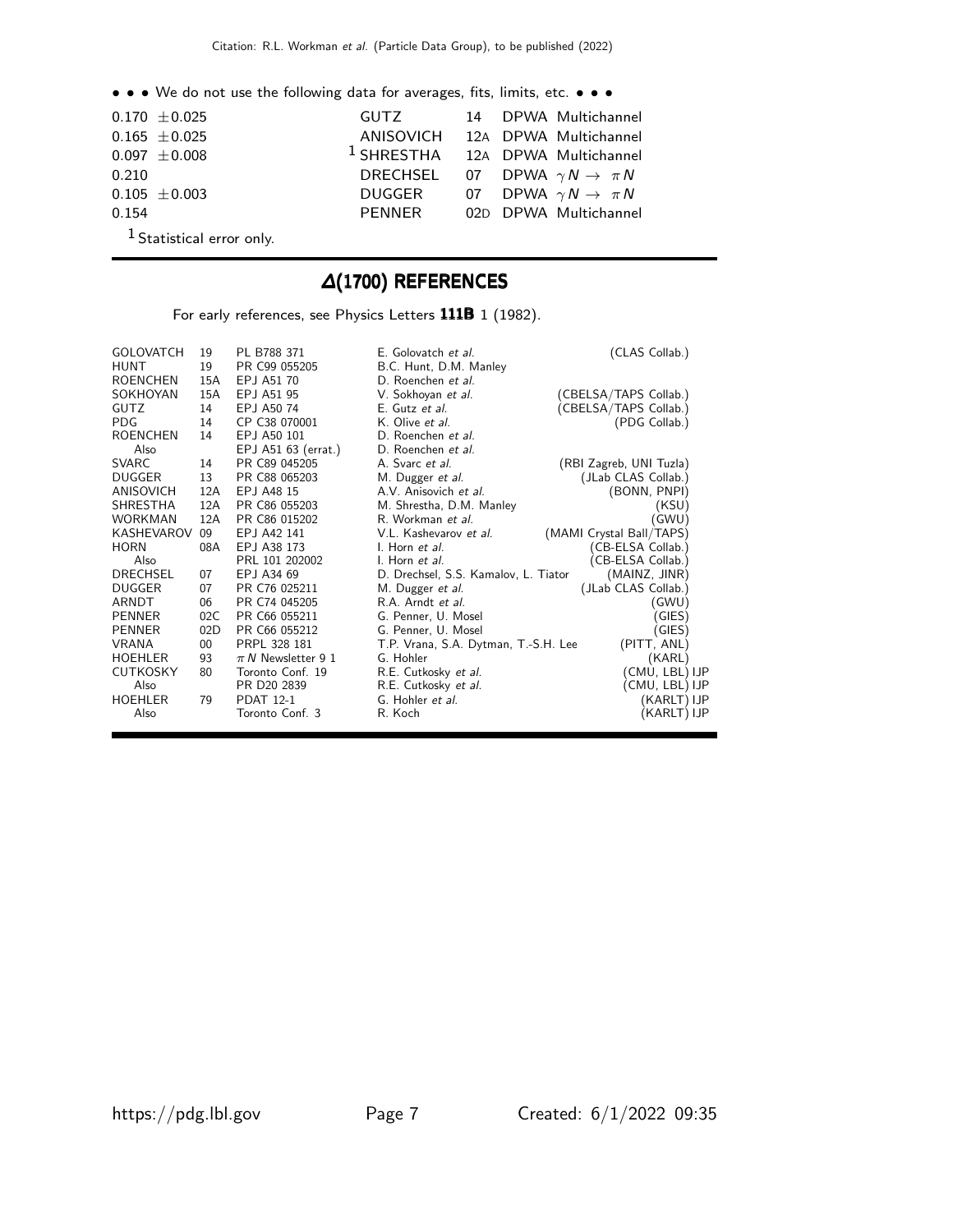• • • We do not use the following data for averages, fits, limits, etc. • • •

| | | | |
|---|---|---|---|
| 0.170 ±0.025 | GUTZ | 14 | DPWA Multichannel |
| 0.165 ±0.025 | ANISOVICH | 12A | DPWA Multichannel |
| 0.097 ±0.008 | [1] SHRESTHA | 12A | DPWA Multichannel |
| 0.210 | DRECHSEL | 07 | DPWA $\gamma N \rightarrow \pi N$ |
| 0.105 ±0.003 | DUGGER | 07 | DPWA $\gamma N \rightarrow \pi N$ |
| 0.154 | PENNER | 02D | DPWA Multichannel |

[1] Statistical error only.

## Δ(1700) REFERENCES

For early references, see Physics Letters **111B** 1 (1982).

| | | | | |
|---|---|---|---|---|
| GOLOVATCH | 19 | PL B788 371 | E. Golovatch *et al.* | (CLAS Collab.) |
| HUNT | 19 | PR C99 055205 | B.C. Hunt, D.M. Manley | |
| ROENCHEN | 15A | EPJ A51 70 | D. Roenchen *et al.* | |
| SOKHOYAN | 15A | EPJ A51 95 | V. Sokhoyan *et al.* | (CBELSA/TAPS Collab.) |
| GUTZ | 14 | EPJ A50 74 | E. Gutz *et al.* | (CBELSA/TAPS Collab.) |
| PDG | 14 | CP C38 070001 | K. Olive *et al.* | (PDG Collab.) |
| ROENCHEN | 14 | EPJ A50 101 | D. Roenchen *et al.* | |
| Also | | EPJ A51 63 (errat.) | D. Roenchen *et al.* | |
| SVARC | 14 | PR C89 045205 | A. Svarc *et al.* | (RBI Zagreb, UNI Tuzla) |
| DUGGER | 13 | PR C88 065203 | M. Dugger *et al.* | (JLab CLAS Collab.) |
| ANISOVICH | 12A | EPJ A48 15 | A.V. Anisovich *et al.* | (BONN, PNPI) |
| SHRESTHA | 12A | PR C86 055203 | M. Shrestha, D.M. Manley | (KSU) |
| WORKMAN | 12A | PR C86 015202 | R. Workman *et al.* | (GWU) |
| KASHEVAROV | 09 | EPJ A42 141 | V.L. Kashevarov *et al.* | (MAMI Crystal Ball/TAPS) |
| HORN | 08A | EPJ A38 173 | I. Horn *et al.* | (CB-ELSA Collab.) |
| Also | | PRL 101 202002 | I. Horn *et al.* | (CB-ELSA Collab.) |
| DRECHSEL | 07 | EPJ A34 69 | D. Drechsel, S.S. Kamalov, L. Tiator | (MAINZ, JINR) |
| DUGGER | 07 | PR C76 025211 | M. Dugger *et al.* | (JLab CLAS Collab.) |
| ARNDT | 06 | PR C74 045205 | R.A. Arndt *et al.* | (GWU) |
| PENNER | 02C | PR C66 055211 | G. Penner, U. Mosel | (GIES) |
| PENNER | 02D | PR C66 055212 | G. Penner, U. Mosel | (GIES) |
| VRANA | 00 | PRPL 328 181 | T.P. Vrana, S.A. Dytman, T.-S.H. Lee | (PITT, ANL) |
| HOEHLER | 93 | $\pi N$ Newsletter 9 1 | G. Hohler | (KARL) |
| CUTKOSKY | 80 | Toronto Conf. 19 | R.E. Cutkosky *et al.* | (CMU, LBL) IJP |
| Also | | PR D20 2839 | R.E. Cutkosky *et al.* | (CMU, LBL) IJP |
| HOEHLER | 79 | PDAT 12-1 | G. Hohler *et al.* | (KARLT) IJP |
| Also | | Toronto Conf. 3 | R. Koch | (KARLT) IJP |